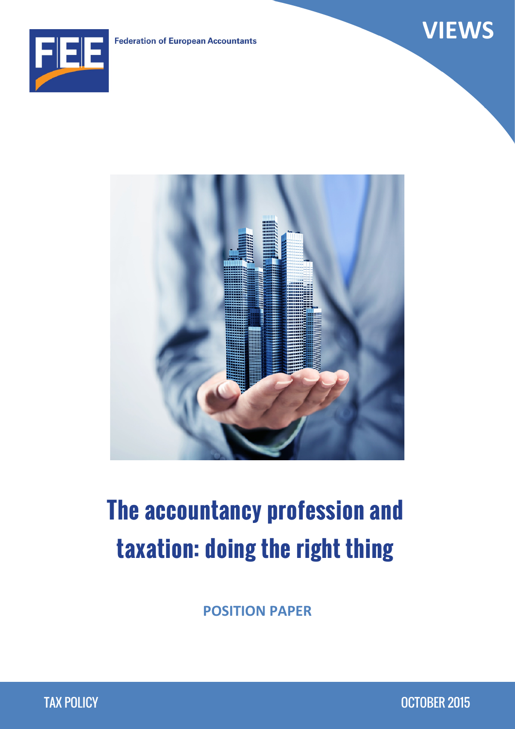Federation of European Accountants

VIEWS

# The accountancy profession and taxation: doing the right thing

**POSITION PAPER**

TAX POLICY

OCTOBER 2015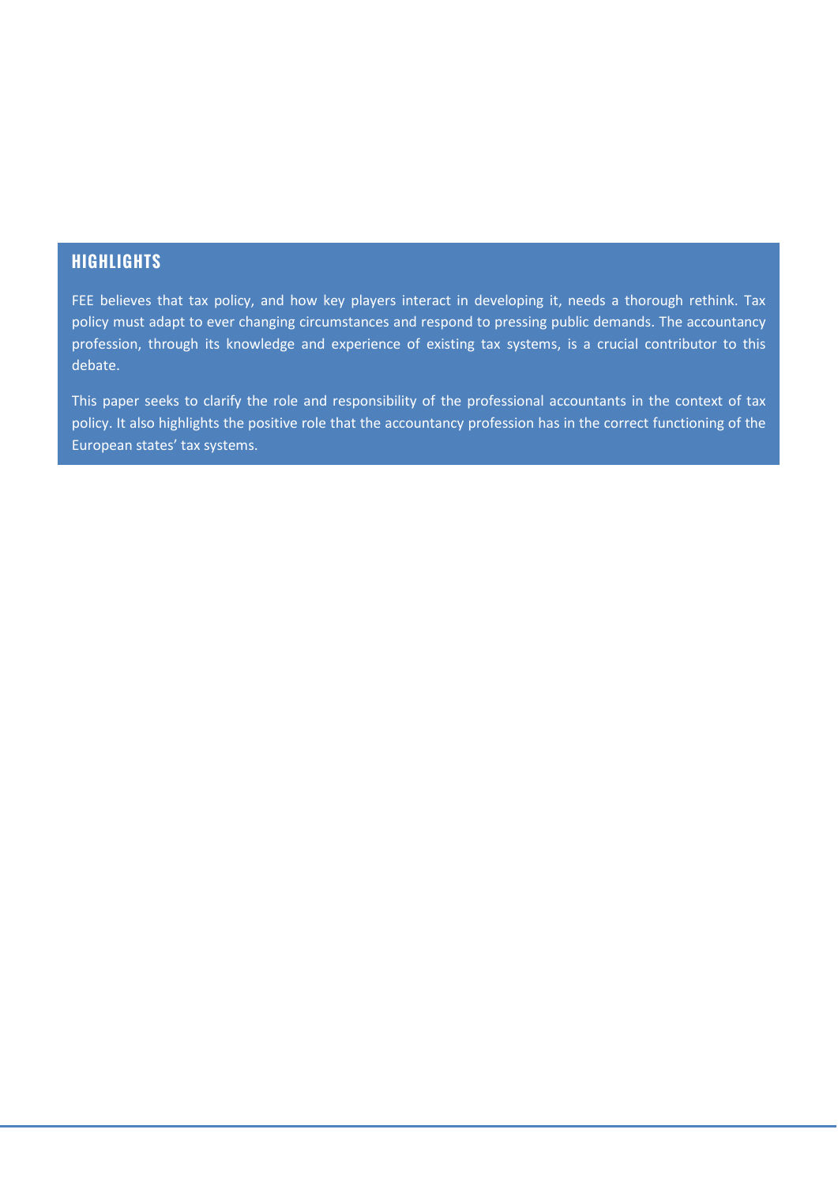## HIGHLIGHTS

FEE believes that tax policy, and how key players interact in developing it, needs a thorough rethink. Tax policy must adapt to ever changing circumstances and respond to pressing public demands. The accountancy profession, through its knowledge and experience of existing tax systems, is a crucial contributor to this debate.

This paper seeks to clarify the role and responsibility of the professional accountants in the context of tax policy. It also highlights the positive role that the accountancy profession has in the correct functioning of the European states' tax systems.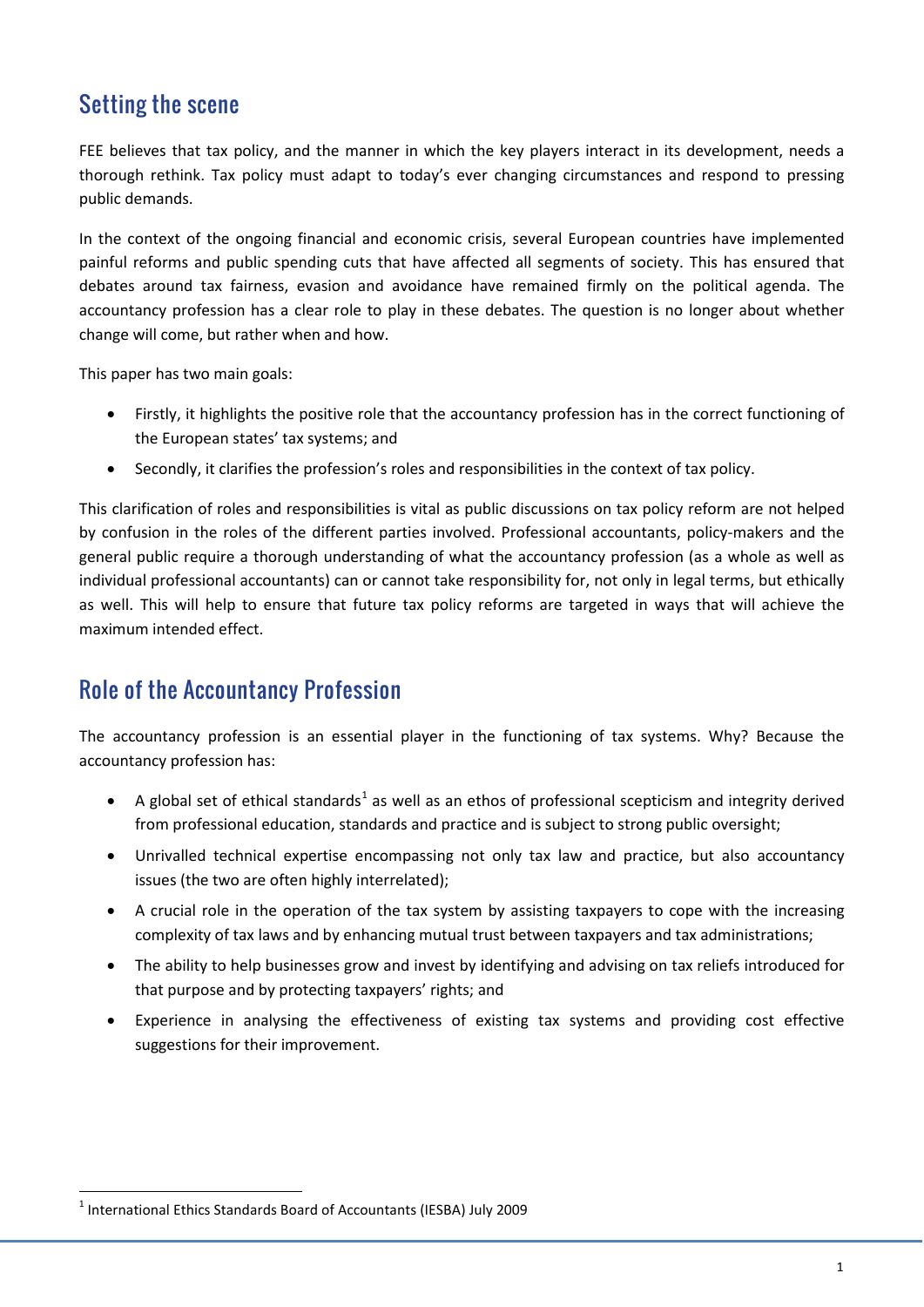## Setting the scene

FEE believes that tax policy, and the manner in which the key players interact in its development, needs a thorough rethink. Tax policy must adapt to today's ever changing circumstances and respond to pressing public demands.

In the context of the ongoing financial and economic crisis, several European countries have implemented painful reforms and public spending cuts that have affected all segments of society. This has ensured that debates around tax fairness, evasion and avoidance have remained firmly on the political agenda. The accountancy profession has a clear role to play in these debates. The question is no longer about whether change will come, but rather when and how.

This paper has two main goals:

- Firstly, it highlights the positive role that the accountancy profession has in the correct functioning of the European states' tax systems; and
- Secondly, it clarifies the profession's roles and responsibilities in the context of tax policy.

This clarification of roles and responsibilities is vital as public discussions on tax policy reform are not helped by confusion in the roles of the different parties involved. Professional accountants, policy-makers and the general public require a thorough understanding of what the accountancy profession (as a whole as well as individual professional accountants) can or cannot take responsibility for, not only in legal terms, but ethically as well. This will help to ensure that future tax policy reforms are targeted in ways that will achieve the maximum intended effect.

## Role of the Accountancy Profession

The accountancy profession is an essential player in the functioning of tax systems. Why? Because the accountancy profession has:

- A global set of ethical standards[1] as well as an ethos of professional scepticism and integrity derived from professional education, standards and practice and is subject to strong public oversight;
- Unrivalled technical expertise encompassing not only tax law and practice, but also accountancy issues (the two are often highly interrelated);
- A crucial role in the operation of the tax system by assisting taxpayers to cope with the increasing complexity of tax laws and by enhancing mutual trust between taxpayers and tax administrations;
- The ability to help businesses grow and invest by identifying and advising on tax reliefs introduced for that purpose and by protecting taxpayers' rights; and
- Experience in analysing the effectiveness of existing tax systems and providing cost effective suggestions for their improvement.

[1] International Ethics Standards Board of Accountants (IESBA) July 2009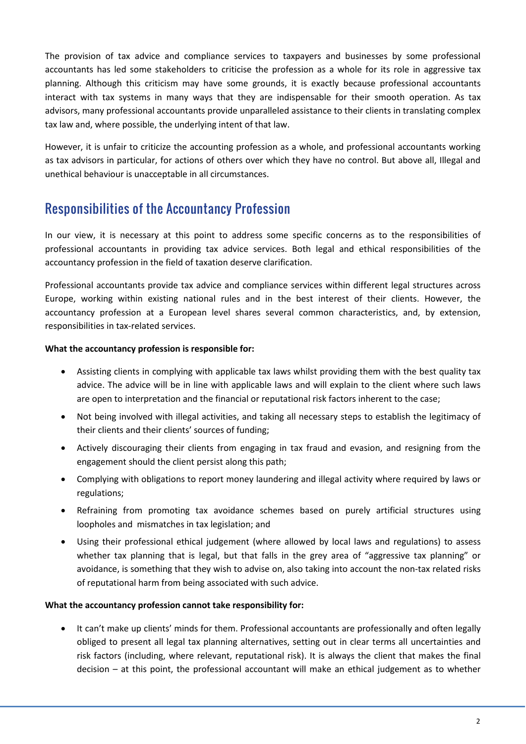The provision of tax advice and compliance services to taxpayers and businesses by some professional accountants has led some stakeholders to criticise the profession as a whole for its role in aggressive tax planning. Although this criticism may have some grounds, it is exactly because professional accountants interact with tax systems in many ways that they are indispensable for their smooth operation. As tax advisors, many professional accountants provide unparalleled assistance to their clients in translating complex tax law and, where possible, the underlying intent of that law.

However, it is unfair to criticize the accounting profession as a whole, and professional accountants working as tax advisors in particular, for actions of others over which they have no control. But above all, Illegal and unethical behaviour is unacceptable in all circumstances.

## Responsibilities of the Accountancy Profession

In our view, it is necessary at this point to address some specific concerns as to the responsibilities of professional accountants in providing tax advice services. Both legal and ethical responsibilities of the accountancy profession in the field of taxation deserve clarification.

Professional accountants provide tax advice and compliance services within different legal structures across Europe, working within existing national rules and in the best interest of their clients. However, the accountancy profession at a European level shares several common characteristics, and, by extension, responsibilities in tax-related services.

**What the accountancy profession is responsible for:**

- Assisting clients in complying with applicable tax laws whilst providing them with the best quality tax advice. The advice will be in line with applicable laws and will explain to the client where such laws are open to interpretation and the financial or reputational risk factors inherent to the case;
- Not being involved with illegal activities, and taking all necessary steps to establish the legitimacy of their clients and their clients' sources of funding;
- Actively discouraging their clients from engaging in tax fraud and evasion, and resigning from the engagement should the client persist along this path;
- Complying with obligations to report money laundering and illegal activity where required by laws or regulations;
- Refraining from promoting tax avoidance schemes based on purely artificial structures using loopholes and mismatches in tax legislation; and
- Using their professional ethical judgement (where allowed by local laws and regulations) to assess whether tax planning that is legal, but that falls in the grey area of "aggressive tax planning" or avoidance, is something that they wish to advise on, also taking into account the non-tax related risks of reputational harm from being associated with such advice.

**What the accountancy profession cannot take responsibility for:**

- It can't make up clients' minds for them. Professional accountants are professionally and often legally obliged to present all legal tax planning alternatives, setting out in clear terms all uncertainties and risk factors (including, where relevant, reputational risk). It is always the client that makes the final decision – at this point, the professional accountant will make an ethical judgement as to whether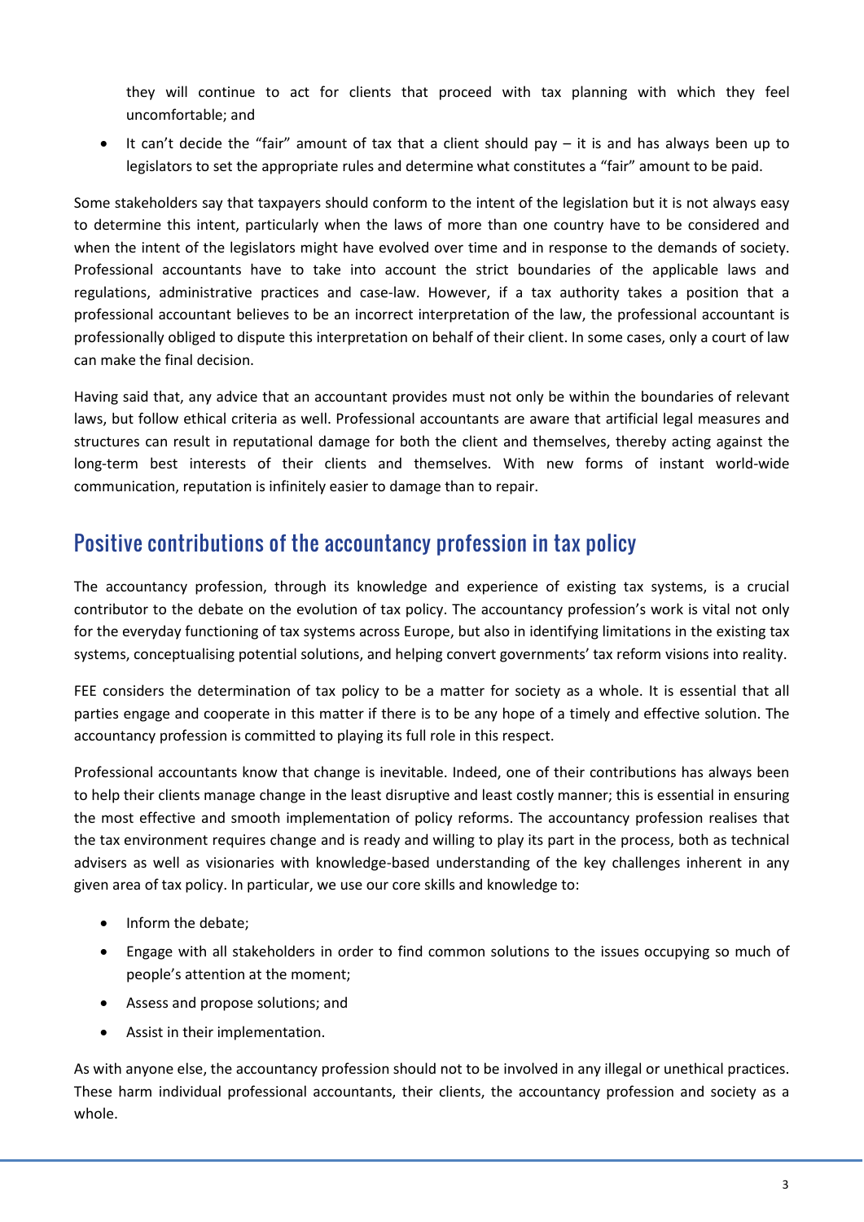they will continue to act for clients that proceed with tax planning with which they feel uncomfortable; and

- It can't decide the "fair" amount of tax that a client should pay – it is and has always been up to legislators to set the appropriate rules and determine what constitutes a "fair" amount to be paid.

Some stakeholders say that taxpayers should conform to the intent of the legislation but it is not always easy to determine this intent, particularly when the laws of more than one country have to be considered and when the intent of the legislators might have evolved over time and in response to the demands of society. Professional accountants have to take into account the strict boundaries of the applicable laws and regulations, administrative practices and case-law. However, if a tax authority takes a position that a professional accountant believes to be an incorrect interpretation of the law, the professional accountant is professionally obliged to dispute this interpretation on behalf of their client. In some cases, only a court of law can make the final decision.

Having said that, any advice that an accountant provides must not only be within the boundaries of relevant laws, but follow ethical criteria as well. Professional accountants are aware that artificial legal measures and structures can result in reputational damage for both the client and themselves, thereby acting against the long-term best interests of their clients and themselves. With new forms of instant world-wide communication, reputation is infinitely easier to damage than to repair.

## Positive contributions of the accountancy profession in tax policy

The accountancy profession, through its knowledge and experience of existing tax systems, is a crucial contributor to the debate on the evolution of tax policy. The accountancy profession's work is vital not only for the everyday functioning of tax systems across Europe, but also in identifying limitations in the existing tax systems, conceptualising potential solutions, and helping convert governments' tax reform visions into reality.

FEE considers the determination of tax policy to be a matter for society as a whole. It is essential that all parties engage and cooperate in this matter if there is to be any hope of a timely and effective solution. The accountancy profession is committed to playing its full role in this respect.

Professional accountants know that change is inevitable. Indeed, one of their contributions has always been to help their clients manage change in the least disruptive and least costly manner; this is essential in ensuring the most effective and smooth implementation of policy reforms. The accountancy profession realises that the tax environment requires change and is ready and willing to play its part in the process, both as technical advisers as well as visionaries with knowledge-based understanding of the key challenges inherent in any given area of tax policy. In particular, we use our core skills and knowledge to:

- Inform the debate;
- Engage with all stakeholders in order to find common solutions to the issues occupying so much of people's attention at the moment;
- Assess and propose solutions; and
- Assist in their implementation.

As with anyone else, the accountancy profession should not to be involved in any illegal or unethical practices. These harm individual professional accountants, their clients, the accountancy profession and society as a whole.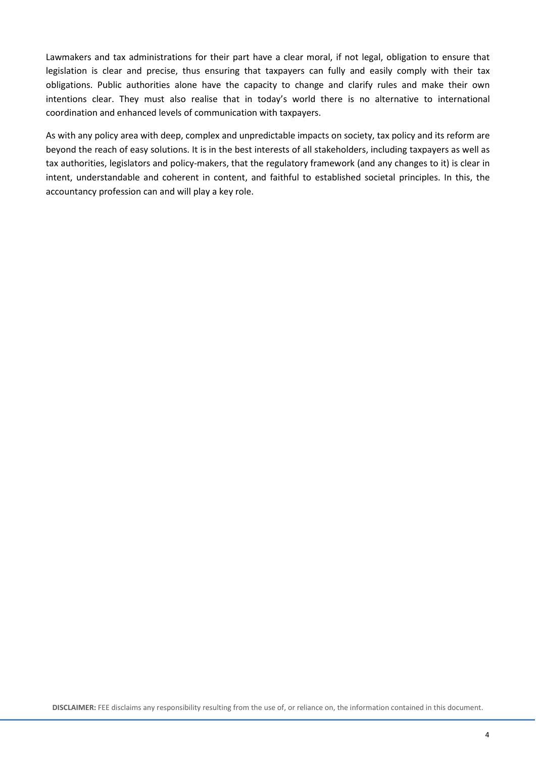Lawmakers and tax administrations for their part have a clear moral, if not legal, obligation to ensure that legislation is clear and precise, thus ensuring that taxpayers can fully and easily comply with their tax obligations. Public authorities alone have the capacity to change and clarify rules and make their own intentions clear. They must also realise that in today's world there is no alternative to international coordination and enhanced levels of communication with taxpayers.

As with any policy area with deep, complex and unpredictable impacts on society, tax policy and its reform are beyond the reach of easy solutions. It is in the best interests of all stakeholders, including taxpayers as well as tax authorities, legislators and policy-makers, that the regulatory framework (and any changes to it) is clear in intent, understandable and coherent in content, and faithful to established societal principles. In this, the accountancy profession can and will play a key role.

**DISCLAIMER:** FEE disclaims any responsibility resulting from the use of, or reliance on, the information contained in this document.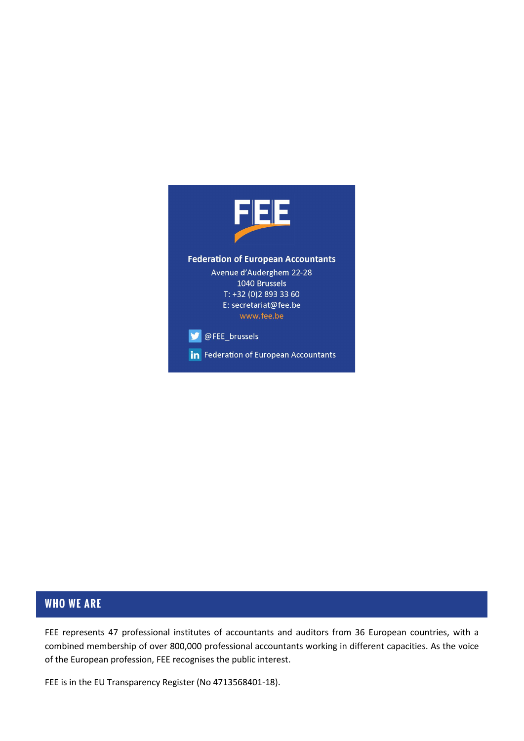FEE

**Federation of European Accountants**

Avenue d'Auderghem 22-28
1040 Brussels
T: +32 (0)2 893 33 60
E: secretariat@fee.be
www.fee.be

@FEE_brussels

Federation of European Accountants

## WHO WE ARE

FEE represents 47 professional institutes of accountants and auditors from 36 European countries, with a combined membership of over 800,000 professional accountants working in different capacities. As the voice of the European profession, FEE recognises the public interest.

FEE is in the EU Transparency Register (No 4713568401-18).